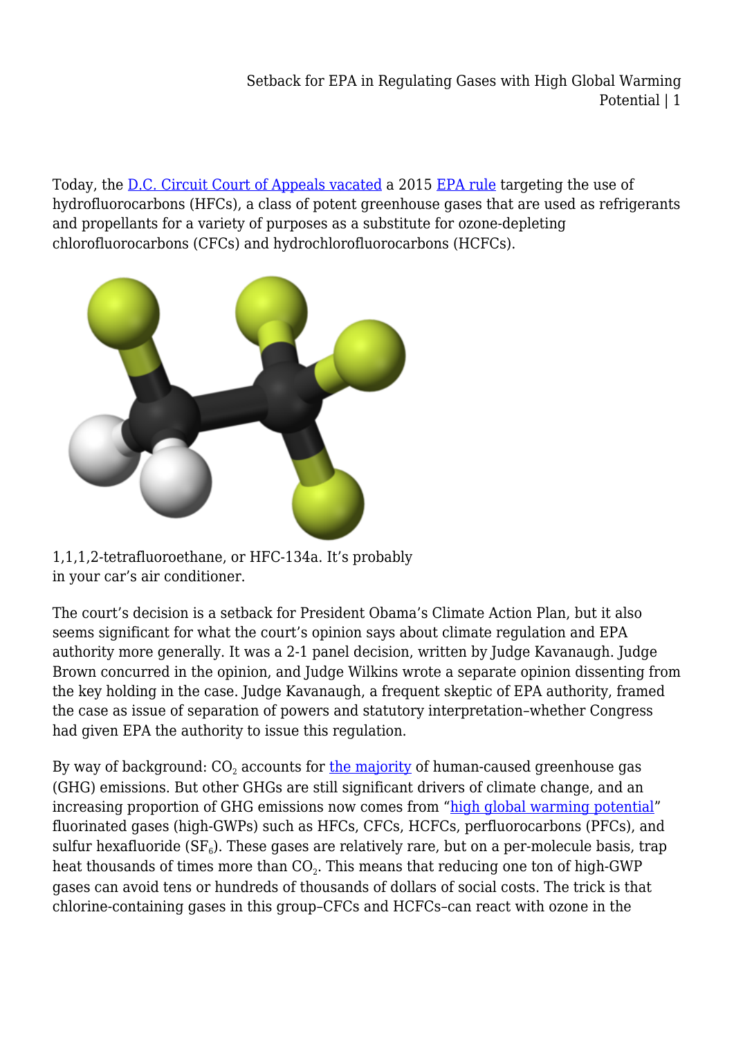Today, the D.C. Circuit Court of Appeals vacated a 2015 EPA rule targeting the use of hydrofluorocarbons (HFCs), a class of potent greenhouse gases that are used as refrigerants and propellants for a variety of purposes as a substitute for ozone-depleting chlorofluorocarbons (CFCs) and hydrochlorofluorocarbons (HCFCs).

1,1,1,2-tetrafluoroethane, or HFC-134a. It's probably in your car's air conditioner.

The court's decision is a setback for President Obama's Climate Action Plan, but it also seems significant for what the court's opinion says about climate regulation and EPA authority more generally. It was a 2-1 panel decision, written by Judge Kavanaugh. Judge Brown concurred in the opinion, and Judge Wilkins wrote a separate opinion dissenting from the key holding in the case. Judge Kavanaugh, a frequent skeptic of EPA authority, framed the case as issue of separation of powers and statutory interpretation–whether Congress had given EPA the authority to issue this regulation.

By way of background: $CO_2$ accounts for the majority of human-caused greenhouse gas (GHG) emissions. But other GHGs are still significant drivers of climate change, and an increasing proportion of GHG emissions now comes from "high global warming potential" fluorinated gases (high-GWPs) such as HFCs, CFCs, HCFCs, perfluorocarbons (PFCs), and sulfur hexafluoride ($SF_6$). These gases are relatively rare, but on a per-molecule basis, trap heat thousands of times more than $CO_2$. This means that reducing one ton of high-GWP gases can avoid tens or hundreds of thousands of dollars of social costs. The trick is that chlorine-containing gases in this group–CFCs and HCFCs–can react with ozone in the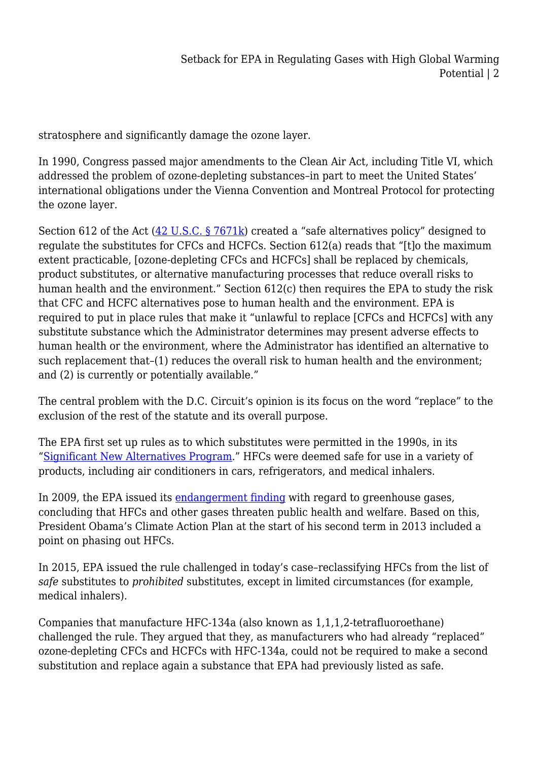stratosphere and significantly damage the ozone layer.

In 1990, Congress passed major amendments to the Clean Air Act, including Title VI, which addressed the problem of ozone-depleting substances–in part to meet the United States' international obligations under the Vienna Convention and Montreal Protocol for protecting the ozone layer.

Section 612 of the Act ([42 U.S.C. § 7671k]) created a "safe alternatives policy" designed to regulate the substitutes for CFCs and HCFCs. Section 612(a) reads that "[t]o the maximum extent practicable, [ozone-depleting CFCs and HCFCs] shall be replaced by chemicals, product substitutes, or alternative manufacturing processes that reduce overall risks to human health and the environment." Section 612(c) then requires the EPA to study the risk that CFC and HCFC alternatives pose to human health and the environment. EPA is required to put in place rules that make it "unlawful to replace [CFCs and HCFCs] with any substitute substance which the Administrator determines may present adverse effects to human health or the environment, where the Administrator has identified an alternative to such replacement that–(1) reduces the overall risk to human health and the environment; and (2) is currently or potentially available."

The central problem with the D.C. Circuit's opinion is its focus on the word "replace" to the exclusion of the rest of the statute and its overall purpose.

The EPA first set up rules as to which substitutes were permitted in the 1990s, in its "Significant New Alternatives Program." HFCs were deemed safe for use in a variety of products, including air conditioners in cars, refrigerators, and medical inhalers.

In 2009, the EPA issued its endangerment finding with regard to greenhouse gases, concluding that HFCs and other gases threaten public health and welfare. Based on this, President Obama's Climate Action Plan at the start of his second term in 2013 included a point on phasing out HFCs.

In 2015, EPA issued the rule challenged in today's case–reclassifying HFCs from the list of *safe* substitutes to *prohibited* substitutes, except in limited circumstances (for example, medical inhalers).

Companies that manufacture HFC-134a (also known as 1,1,1,2-tetrafluoroethane) challenged the rule. They argued that they, as manufacturers who had already "replaced" ozone-depleting CFCs and HCFCs with HFC-134a, could not be required to make a second substitution and replace again a substance that EPA had previously listed as safe.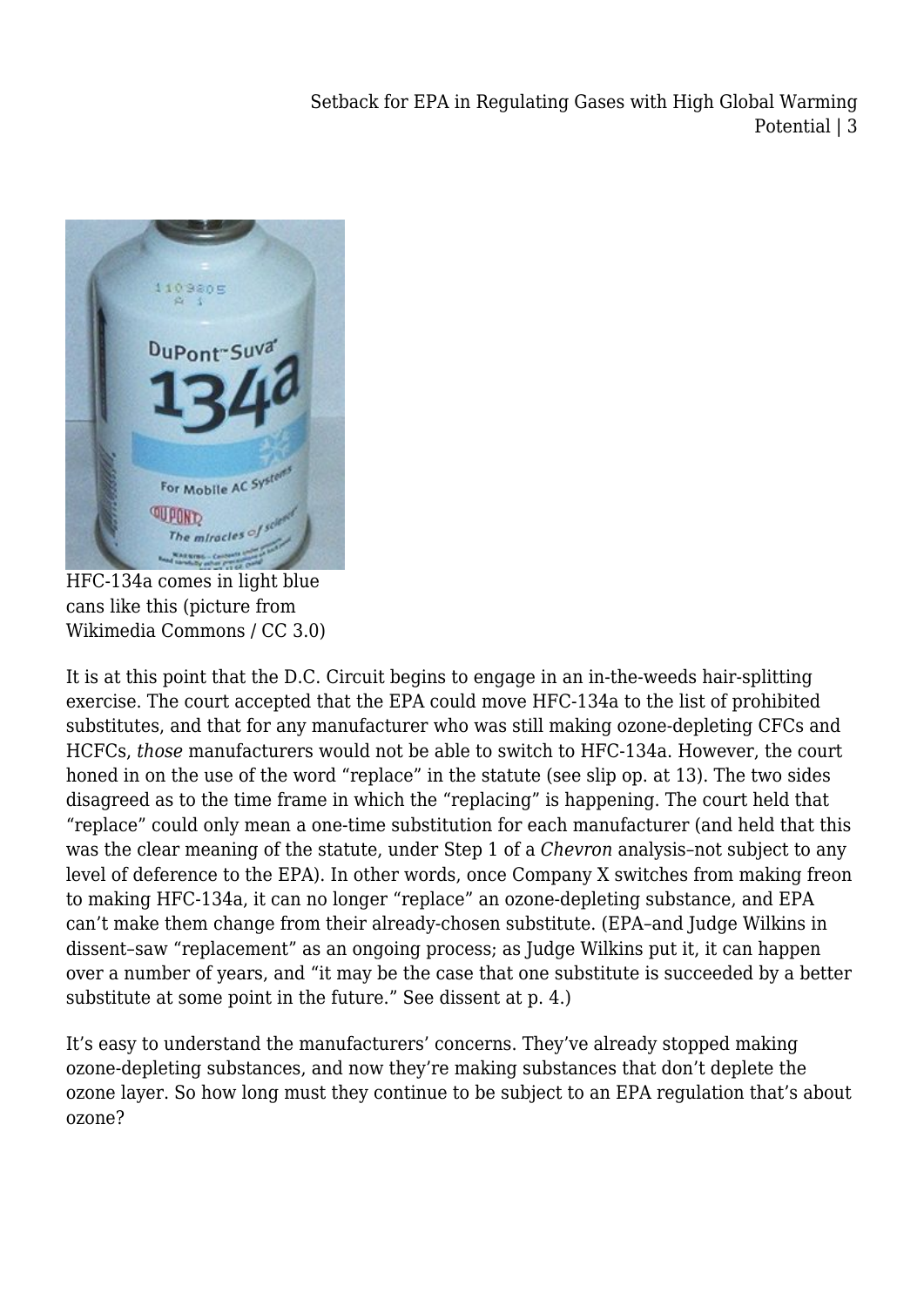HFC-134a comes in light blue cans like this (picture from Wikimedia Commons / CC 3.0)

It is at this point that the D.C. Circuit begins to engage in an in-the-weeds hair-splitting exercise. The court accepted that the EPA could move HFC-134a to the list of prohibited substitutes, and that for any manufacturer who was still making ozone-depleting CFCs and HCFCs, *those* manufacturers would not be able to switch to HFC-134a. However, the court honed in on the use of the word "replace" in the statute (see slip op. at 13). The two sides disagreed as to the time frame in which the "replacing" is happening. The court held that "replace" could only mean a one-time substitution for each manufacturer (and held that this was the clear meaning of the statute, under Step 1 of a *Chevron* analysis–not subject to any level of deference to the EPA). In other words, once Company X switches from making freon to making HFC-134a, it can no longer "replace" an ozone-depleting substance, and EPA can't make them change from their already-chosen substitute. (EPA–and Judge Wilkins in dissent–saw "replacement" as an ongoing process; as Judge Wilkins put it, it can happen over a number of years, and "it may be the case that one substitute is succeeded by a better substitute at some point in the future." See dissent at p. 4.)

It's easy to understand the manufacturers' concerns. They've already stopped making ozone-depleting substances, and now they're making substances that don't deplete the ozone layer. So how long must they continue to be subject to an EPA regulation that's about ozone?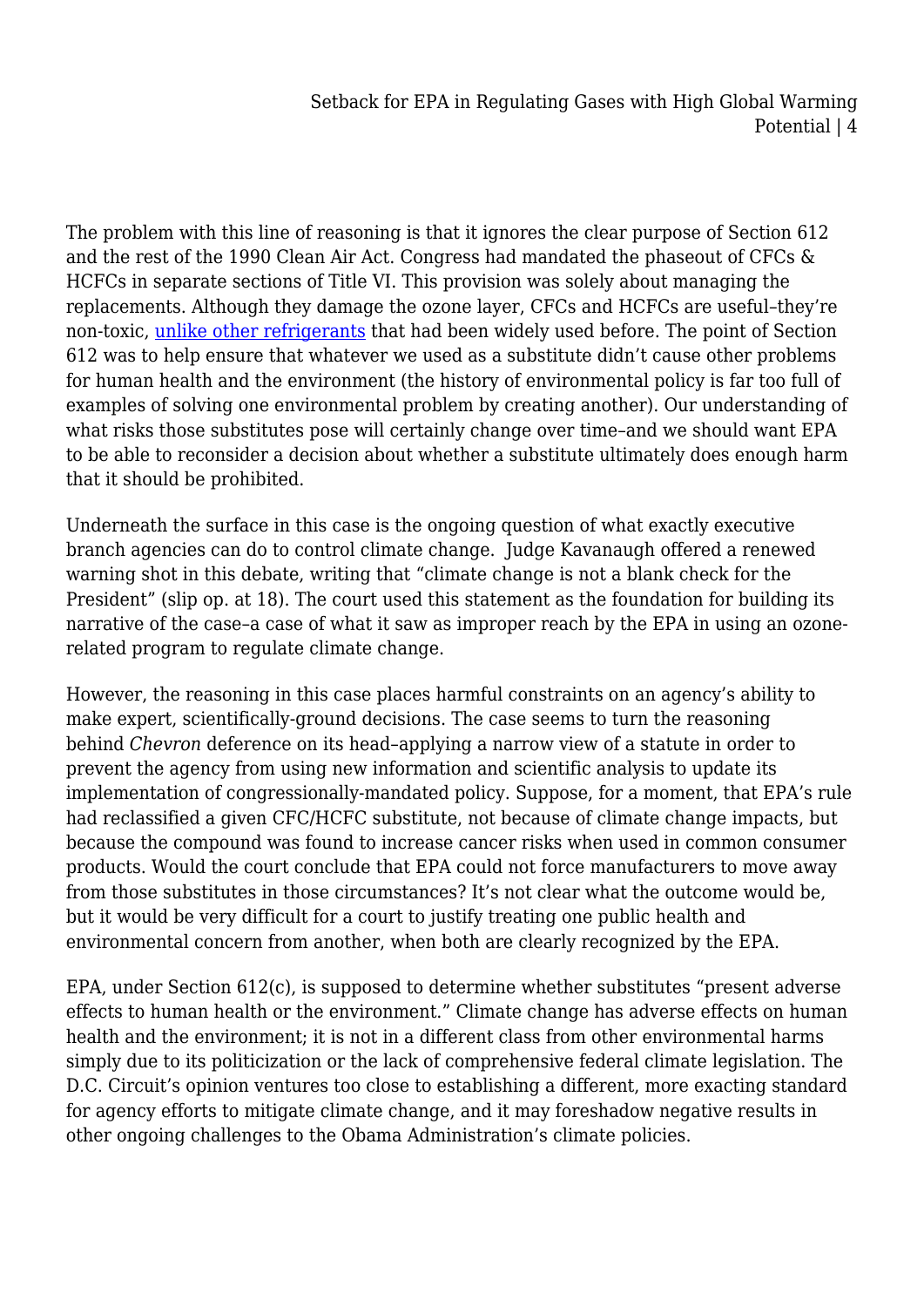The problem with this line of reasoning is that it ignores the clear purpose of Section 612 and the rest of the 1990 Clean Air Act. Congress had mandated the phaseout of CFCs & HCFCs in separate sections of Title VI. This provision was solely about managing the replacements. Although they damage the ozone layer, CFCs and HCFCs are useful–they're non-toxic, [unlike other refrigerants] that had been widely used before. The point of Section 612 was to help ensure that whatever we used as a substitute didn't cause other problems for human health and the environment (the history of environmental policy is far too full of examples of solving one environmental problem by creating another). Our understanding of what risks those substitutes pose will certainly change over time–and we should want EPA to be able to reconsider a decision about whether a substitute ultimately does enough harm that it should be prohibited.

Underneath the surface in this case is the ongoing question of what exactly executive branch agencies can do to control climate change. Judge Kavanaugh offered a renewed warning shot in this debate, writing that "climate change is not a blank check for the President" (slip op. at 18). The court used this statement as the foundation for building its narrative of the case–a case of what it saw as improper reach by the EPA in using an ozone-related program to regulate climate change.

However, the reasoning in this case places harmful constraints on an agency's ability to make expert, scientifically-ground decisions. The case seems to turn the reasoning behind *Chevron* deference on its head–applying a narrow view of a statute in order to prevent the agency from using new information and scientific analysis to update its implementation of congressionally-mandated policy. Suppose, for a moment, that EPA's rule had reclassified a given CFC/HCFC substitute, not because of climate change impacts, but because the compound was found to increase cancer risks when used in common consumer products. Would the court conclude that EPA could not force manufacturers to move away from those substitutes in those circumstances? It's not clear what the outcome would be, but it would be very difficult for a court to justify treating one public health and environmental concern from another, when both are clearly recognized by the EPA.

EPA, under Section 612(c), is supposed to determine whether substitutes "present adverse effects to human health or the environment." Climate change has adverse effects on human health and the environment; it is not in a different class from other environmental harms simply due to its politicization or the lack of comprehensive federal climate legislation. The D.C. Circuit's opinion ventures too close to establishing a different, more exacting standard for agency efforts to mitigate climate change, and it may foreshadow negative results in other ongoing challenges to the Obama Administration's climate policies.